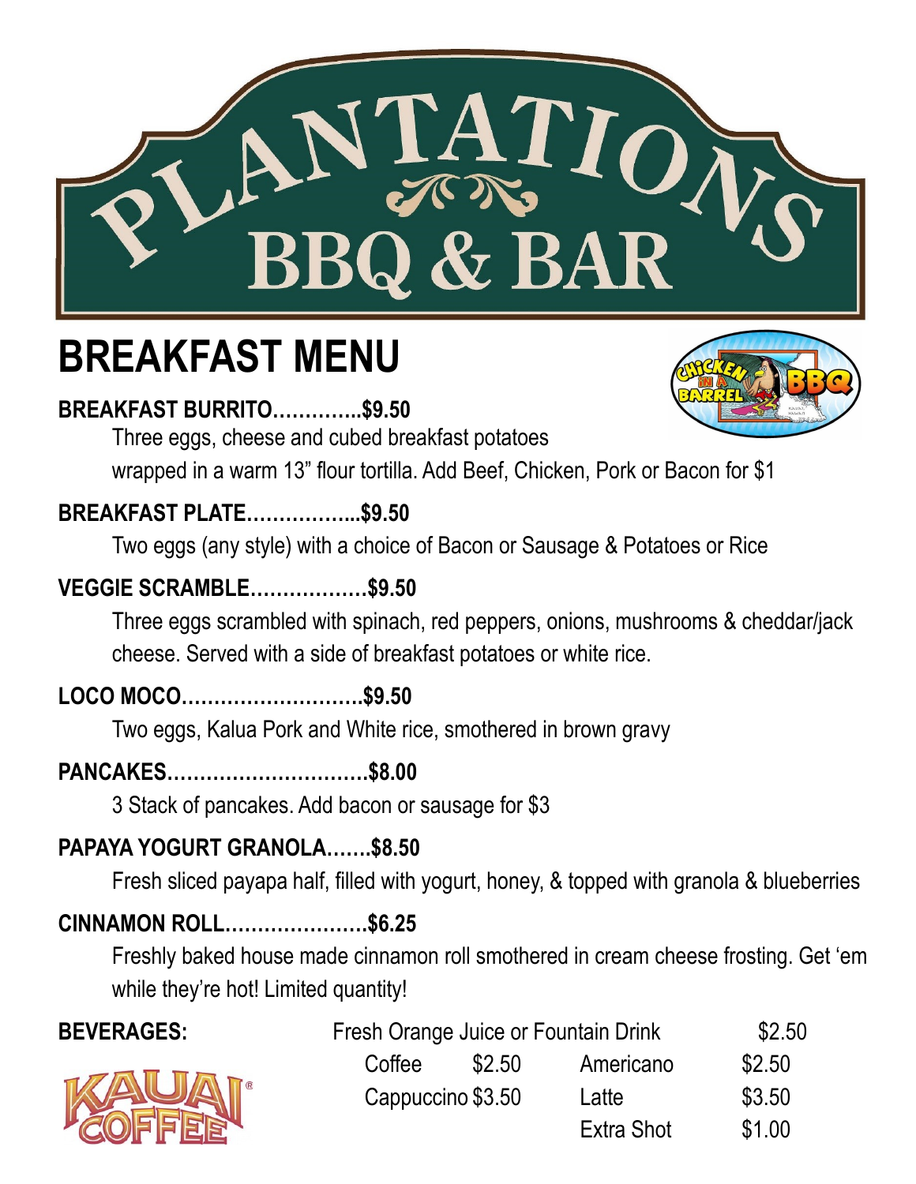# PLANTATIONS BBQ & BAR

## BREAKFAST MENU

**BREAKFAST BURRITO…………..$9.50**

Three eggs, cheese and cubed breakfast potatoes wrapped in a warm 13" flour tortilla. Add Beef, Chicken, Pork or Bacon for $1

**BREAKFAST PLATE……………...$9.50**

Two eggs (any style) with a choice of Bacon or Sausage & Potatoes or Rice

**VEGGIE SCRAMBLE………………$9.50**

Three eggs scrambled with spinach, red peppers, onions, mushrooms & cheddar/jack cheese. Served with a side of breakfast potatoes or white rice.

**LOCO MOCO……………………….$9.50**

Two eggs, Kalua Pork and White rice, smothered in brown gravy

**PANCAKES………………………….$8.00**

3 Stack of pancakes. Add bacon or sausage for $3

**PAPAYA YOGURT GRANOLA…….$8.50**

Fresh sliced payapa half, filled with yogurt, honey, & topped with granola & blueberries

**CINNAMON ROLL………………….$6.25**

Freshly baked house made cinnamon roll smothered in cream cheese frosting. Get 'em while they're hot! Limited quantity!

**BEVERAGES:**

| | | | |
|---|---|---|---|
| Fresh Orange Juice or Fountain Drink | | | $2.50 |
| Coffee | $2.50 | Americano | $2.50 |
| Cappuccino | $3.50 | Latte | $3.50 |
| | | Extra Shot | $1.00 |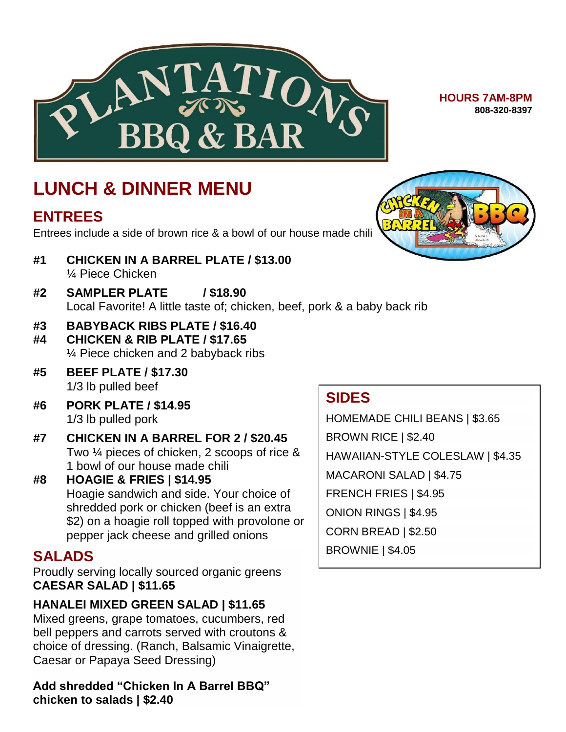# PLANTATIONS BBQ & BAR

**HOURS 7AM-8PM**
**808-320-8397**

## LUNCH & DINNER MENU

### ENTREES

Entrees include a side of brown rice & a bowl of our house made chili

**#1 CHICKEN IN A BARREL PLATE / $13.00**
¼ Piece Chicken

**#2 SAMPLER PLATE / $18.90**
Local Favorite! A little taste of; chicken, beef, pork & a baby back rib

**#3 BABYBACK RIBS PLATE / $16.40**

**#4 CHICKEN & RIB PLATE / $17.65**
¼ Piece chicken and 2 babyback ribs

**#5 BEEF PLATE / $17.30**
1/3 lb pulled beef

**#6 PORK PLATE / $14.95**
1/3 lb pulled pork

**#7 CHICKEN IN A BARREL FOR 2 / $20.45**
Two ¼ pieces of chicken, 2 scoops of rice & 1 bowl of our house made chili

**#8 HOAGIE & FRIES | $14.95**
Hoagie sandwich and side. Your choice of shredded pork or chicken (beef is an extra $2) on a hoagie roll topped with provolone or pepper jack cheese and grilled onions

### SALADS

Proudly serving locally sourced organic greens

**CAESAR SALAD | $11.65**

**HANALEI MIXED GREEN SALAD | $11.65**
Mixed greens, grape tomatoes, cucumbers, red bell peppers and carrots served with croutons & choice of dressing. (Ranch, Balsamic Vinaigrette, Caesar or Papaya Seed Dressing)

**Add shredded "Chicken In A Barrel BBQ" chicken to salads | $2.40**

### SIDES

HOMEMADE CHILI BEANS | $3.65

BROWN RICE | $2.40

HAWAIIAN-STYLE COLESLAW | $4.35

MACARONI SALAD | $4.75

FRENCH FRIES | $4.95

ONION RINGS | $4.95

CORN BREAD | $2.50

BROWNIE | $4.05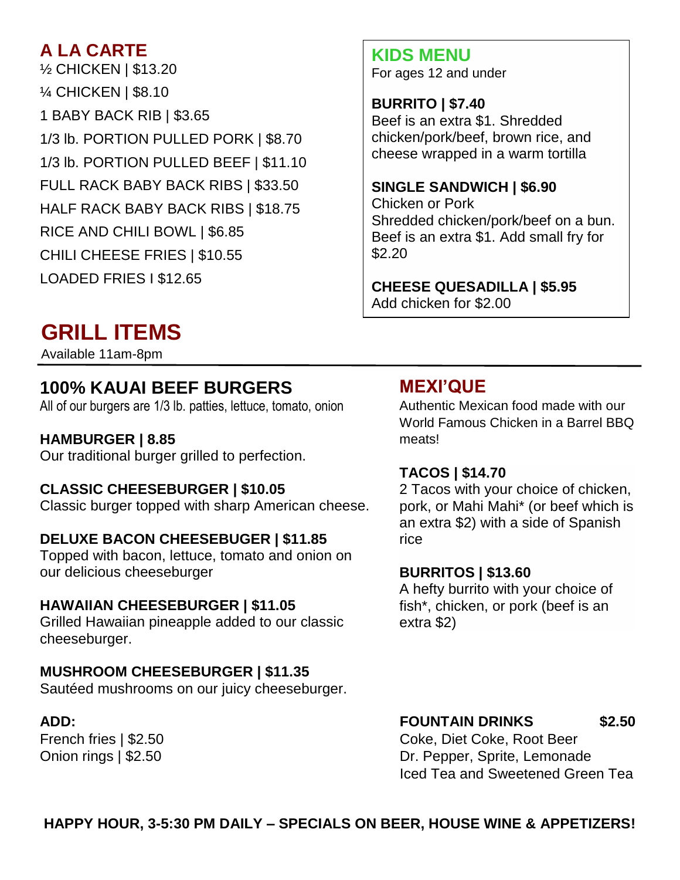## A LA CARTE

½ CHICKEN | $13.20

¼ CHICKEN | $8.10

1 BABY BACK RIB | $3.65

1/3 lb. PORTION PULLED PORK | $8.70

1/3 lb. PORTION PULLED BEEF | $11.10

FULL RACK BABY BACK RIBS | $33.50

HALF RACK BABY BACK RIBS | $18.75

RICE AND CHILI BOWL | $6.85

CHILI CHEESE FRIES | $10.55

LOADED FRIES I $12.65

## KIDS MENU

For ages 12 and under

**BURRITO | $7.40**
Beef is an extra $1. Shredded chicken/pork/beef, brown rice, and cheese wrapped in a warm tortilla

**SINGLE SANDWICH | $6.90**
Chicken or Pork
Shredded chicken/pork/beef on a bun. Beef is an extra $1. Add small fry for $2.20

**CHEESE QUESADILLA | $5.95**
Add chicken for $2.00

# GRILL ITEMS

Available 11am-8pm

### 100% KAUAI BEEF BURGERS

All of our burgers are 1/3 lb. patties, lettuce, tomato, onion

**HAMBURGER | 8.85**
Our traditional burger grilled to perfection.

**CLASSIC CHEESEBURGER | $10.05**
Classic burger topped with sharp American cheese.

**DELUXE BACON CHEESEBUGER | $11.85**
Topped with bacon, lettuce, tomato and onion on our delicious cheeseburger

**HAWAIIAN CHEESEBURGER | $11.05**
Grilled Hawaiian pineapple added to our classic cheeseburger.

**MUSHROOM CHEESEBURGER | $11.35**
Sautéed mushrooms on our juicy cheeseburger.

**ADD:**
French fries | $2.50
Onion rings | $2.50

## MEXI'QUE

Authentic Mexican food made with our World Famous Chicken in a Barrel BBQ meats!

**TACOS | $14.70**
2 Tacos with your choice of chicken, pork, or Mahi Mahi* (or beef which is an extra $2) with a side of Spanish rice

**BURRITOS | $13.60**
A hefty burrito with your choice of fish*, chicken, or pork (beef is an extra $2)

**FOUNTAIN DRINKS $2.50**
Coke, Diet Coke, Root Beer
Dr. Pepper, Sprite, Lemonade
Iced Tea and Sweetened Green Tea

**HAPPY HOUR, 3-5:30 PM DAILY – SPECIALS ON BEER, HOUSE WINE & APPETIZERS!**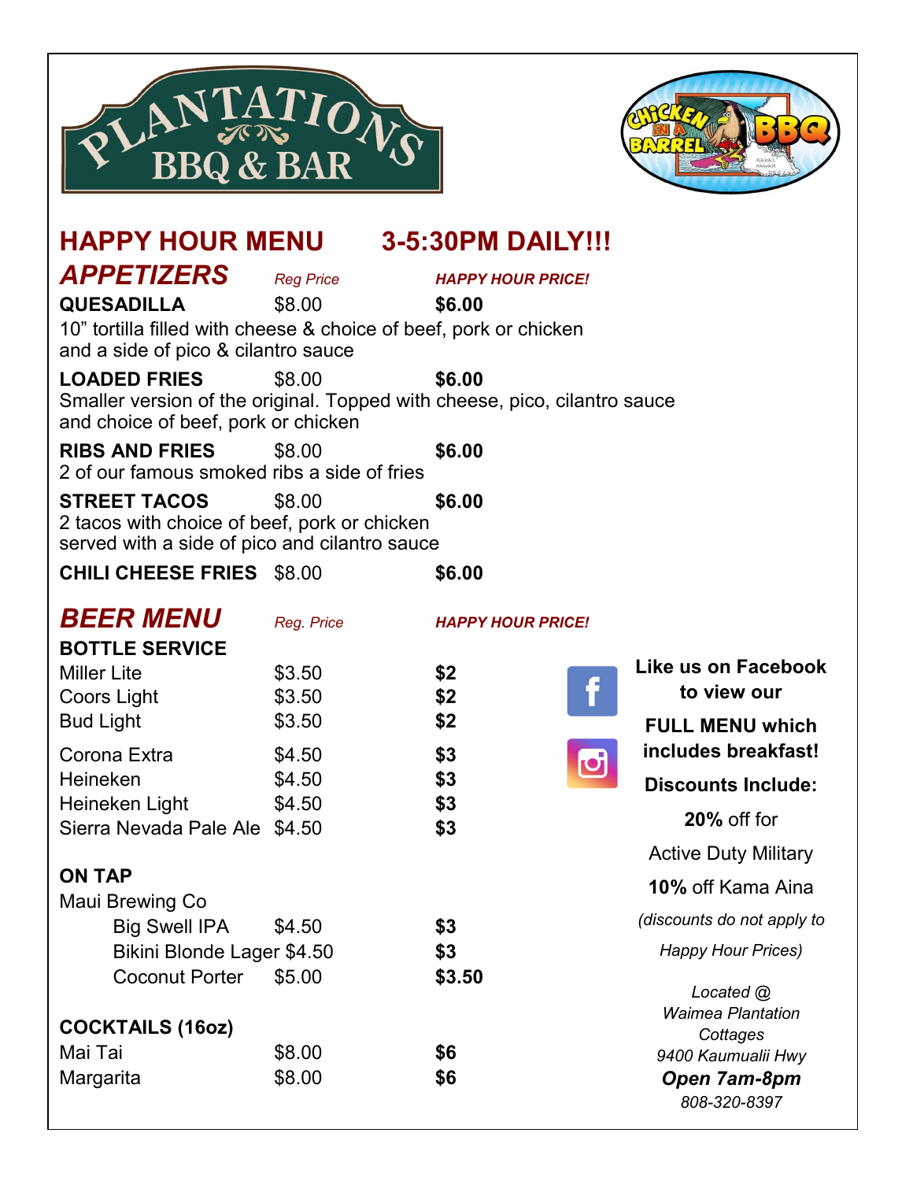PLANTATIONS BBQ & BAR

CHICKEN IN A BARREL BBQ

# HAPPY HOUR MENU 3-5:30PM DAILY!!!

## APPETIZERS

| | *Reg Price* | *HAPPY HOUR PRICE!* |
|---|---|---|
| **QUESADILLA** | $8.00 | **$6.00** |

10" tortilla filled with cheese & choice of beef, pork or chicken and a side of pico & cilantro sauce

| | | |
|---|---|---|
| **LOADED FRIES** | $8.00 | **$6.00** |

Smaller version of the original. Topped with cheese, pico, cilantro sauce and choice of beef, pork or chicken

| | | |
|---|---|---|
| **RIBS AND FRIES** | $8.00 | **$6.00** |

2 of our famous smoked ribs a side of fries

| | | |
|---|---|---|
| **STREET TACOS** | $8.00 | **$6.00** |

2 tacos with choice of beef, pork or chicken served with a side of pico and cilantro sauce

| | | |
|---|---|---|
| **CHILI CHEESE FRIES** | $8.00 | **$6.00** |

## BEER MENU

| | *Reg. Price* | *HAPPY HOUR PRICE!* |
|---|---|---|
| **BOTTLE SERVICE** | | |
| Miller Lite | $3.50 | **$2** |
| Coors Light | $3.50 | **$2** |
| Bud Light | $3.50 | **$2** |
| Corona Extra | $4.50 | **$3** |
| Heineken | $4.50 | **$3** |
| Heineken Light | $4.50 | **$3** |
| Sierra Nevada Pale Ale | $4.50 | **$3** |
| **ON TAP** | | |
| Maui Brewing Co | | |
| Big Swell IPA | $4.50 | **$3** |
| Bikini Blonde Lager | $4.50 | **$3** |
| Coconut Porter | $5.00 | **$3.50** |
| **COCKTAILS (16oz)** | | |
| Mai Tai | $8.00 | **$6** |
| Margarita | $8.00 | **$6** |

**Like us on Facebook to view our FULL MENU which includes breakfast!**

**Discounts Include:**

**20%** off for Active Duty Military

**10%** off Kama Aina

*(discounts do not apply to Happy Hour Prices)*

*Located @ Waimea Plantation Cottages*

*9400 Kaumualii Hwy*

***Open 7am-8pm***

*808-320-8397*